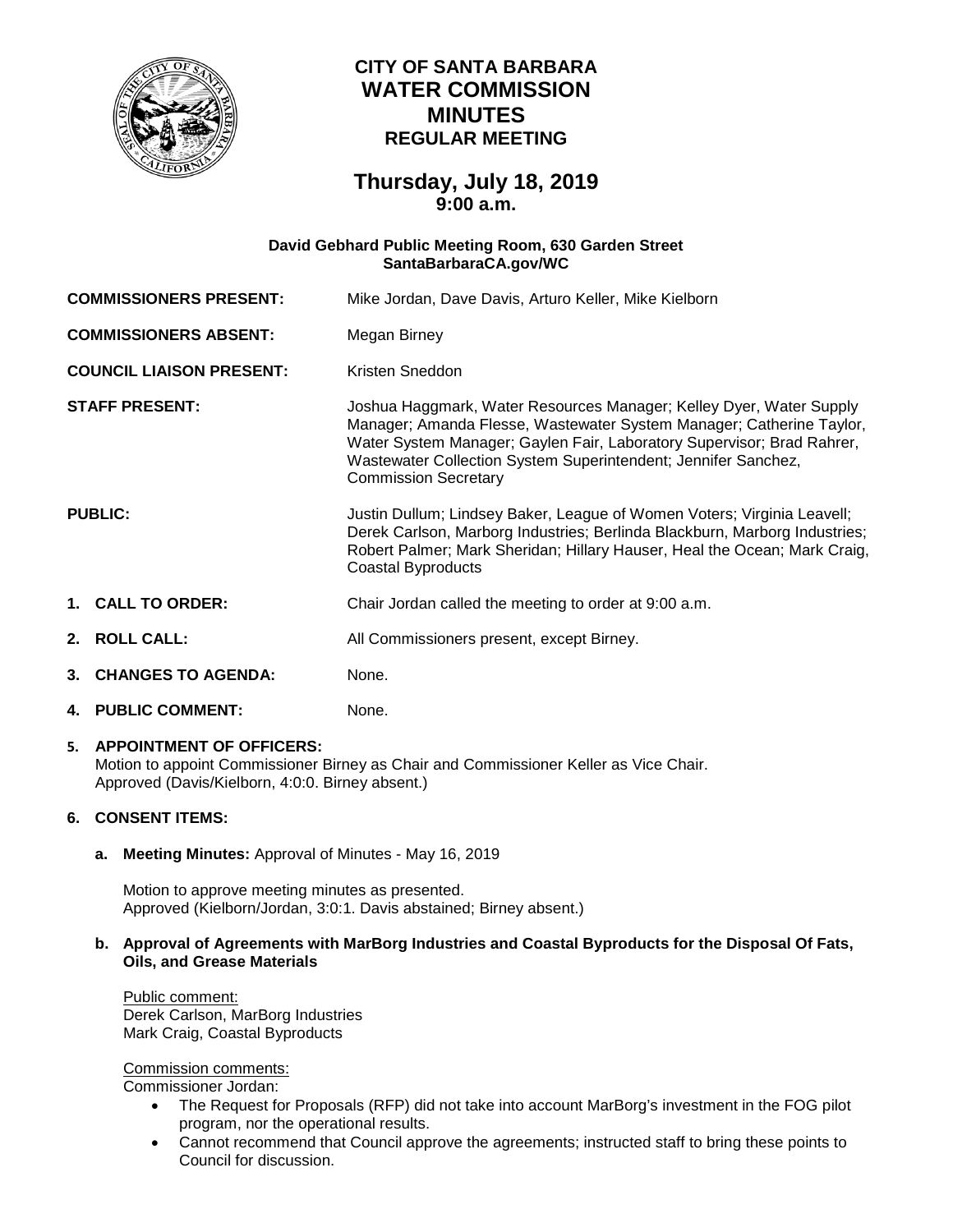# CITY OF SANTA BARBARA
# WATER COMMISSION
# MINUTES
## REGULAR MEETING

## Thursday, July 18, 2019
### 9:00 a.m.

**David Gebhard Public Meeting Room, 630 Garden Street**
**SantaBarbaraCA.gov/WC**

**COMMISSIONERS PRESENT:** Mike Jordan, Dave Davis, Arturo Keller, Mike Kielborn

**COMMISSIONERS ABSENT:** Megan Birney

**COUNCIL LIAISON PRESENT:** Kristen Sneddon

**STAFF PRESENT:** Joshua Haggmark, Water Resources Manager; Kelley Dyer, Water Supply Manager; Amanda Flesse, Wastewater System Manager; Catherine Taylor, Water System Manager; Gaylen Fair, Laboratory Supervisor; Brad Rahrer, Wastewater Collection System Superintendent; Jennifer Sanchez, Commission Secretary

**PUBLIC:** Justin Dullum; Lindsey Baker, League of Women Voters; Virginia Leavell; Derek Carlson, Marborg Industries; Berlinda Blackburn, Marborg Industries; Robert Palmer; Mark Sheridan; Hillary Hauser, Heal the Ocean; Mark Craig, Coastal Byproducts

**1. CALL TO ORDER:** Chair Jordan called the meeting to order at 9:00 a.m.

**2. ROLL CALL:** All Commissioners present, except Birney.

**3. CHANGES TO AGENDA:** None.

**4. PUBLIC COMMENT:** None.

**5. APPOINTMENT OF OFFICERS:**
Motion to appoint Commissioner Birney as Chair and Commissioner Keller as Vice Chair.
Approved (Davis/Kielborn, 4:0:0. Birney absent.)

**6. CONSENT ITEMS:**

**a. Meeting Minutes:** Approval of Minutes - May 16, 2019

Motion to approve meeting minutes as presented.
Approved (Kielborn/Jordan, 3:0:1. Davis abstained; Birney absent.)

**b. Approval of Agreements with MarBorg Industries and Coastal Byproducts for the Disposal Of Fats, Oils, and Grease Materials**

Public comment:
Derek Carlson, MarBorg Industries
Mark Craig, Coastal Byproducts

Commission comments:
Commissioner Jordan:

- The Request for Proposals (RFP) did not take into account MarBorg's investment in the FOG pilot program, nor the operational results.
- Cannot recommend that Council approve the agreements; instructed staff to bring these points to Council for discussion.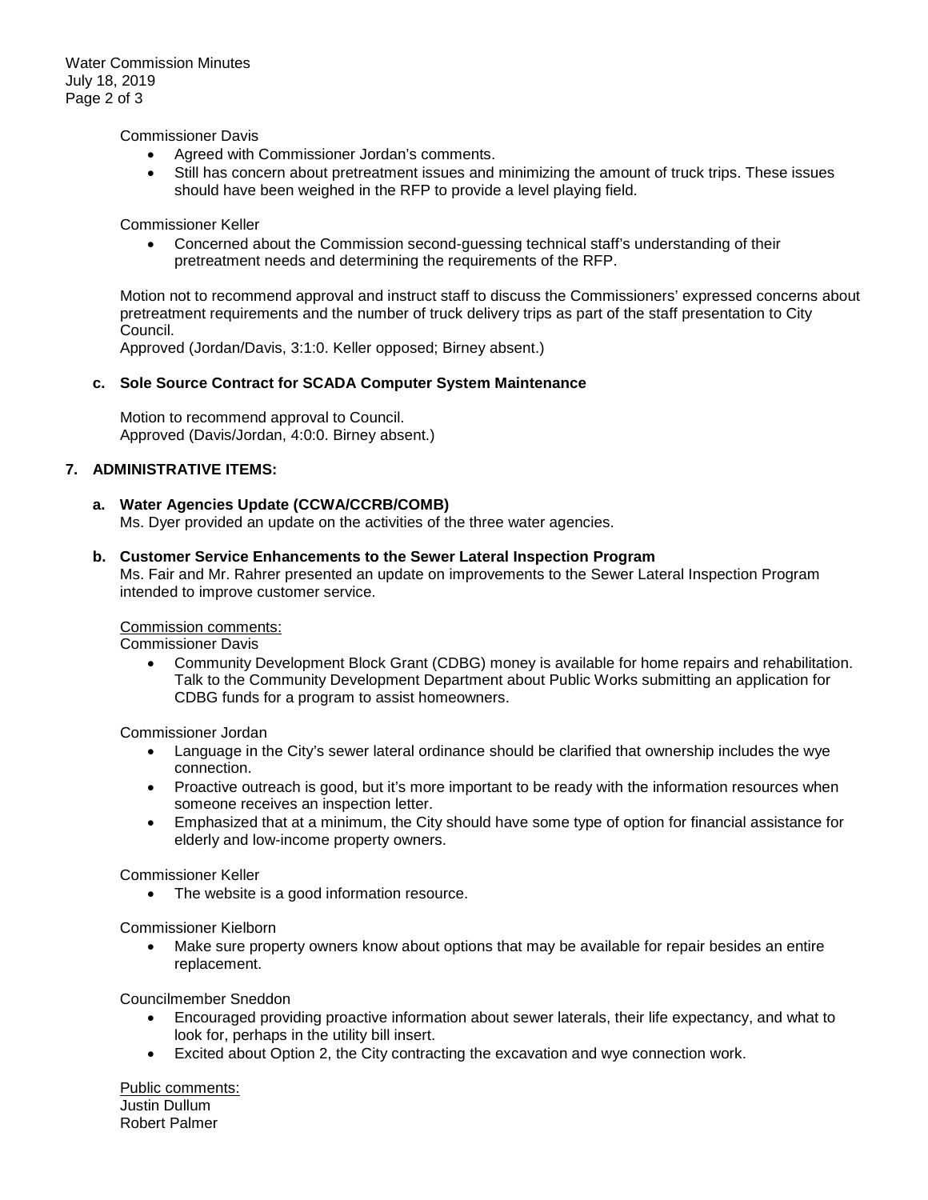Commissioner Davis

- Agreed with Commissioner Jordan's comments.
- Still has concern about pretreatment issues and minimizing the amount of truck trips. These issues should have been weighed in the RFP to provide a level playing field.

Commissioner Keller

- Concerned about the Commission second-guessing technical staff's understanding of their pretreatment needs and determining the requirements of the RFP.

Motion not to recommend approval and instruct staff to discuss the Commissioners' expressed concerns about pretreatment requirements and the number of truck delivery trips as part of the staff presentation to City Council.
Approved (Jordan/Davis, 3:1:0. Keller opposed; Birney absent.)

**c. Sole Source Contract for SCADA Computer System Maintenance**

Motion to recommend approval to Council.
Approved (Davis/Jordan, 4:0:0. Birney absent.)

**7. ADMINISTRATIVE ITEMS:**

**a. Water Agencies Update (CCWA/CCRB/COMB)**
Ms. Dyer provided an update on the activities of the three water agencies.

**b. Customer Service Enhancements to the Sewer Lateral Inspection Program**
Ms. Fair and Mr. Rahrer presented an update on improvements to the Sewer Lateral Inspection Program intended to improve customer service.

Commission comments:
Commissioner Davis

- Community Development Block Grant (CDBG) money is available for home repairs and rehabilitation. Talk to the Community Development Department about Public Works submitting an application for CDBG funds for a program to assist homeowners.

Commissioner Jordan

- Language in the City's sewer lateral ordinance should be clarified that ownership includes the wye connection.
- Proactive outreach is good, but it's more important to be ready with the information resources when someone receives an inspection letter.
- Emphasized that at a minimum, the City should have some type of option for financial assistance for elderly and low-income property owners.

Commissioner Keller

- The website is a good information resource.

Commissioner Kielborn

- Make sure property owners know about options that may be available for repair besides an entire replacement.

Councilmember Sneddon

- Encouraged providing proactive information about sewer laterals, their life expectancy, and what to look for, perhaps in the utility bill insert.
- Excited about Option 2, the City contracting the excavation and wye connection work.

Public comments:
Justin Dullum
Robert Palmer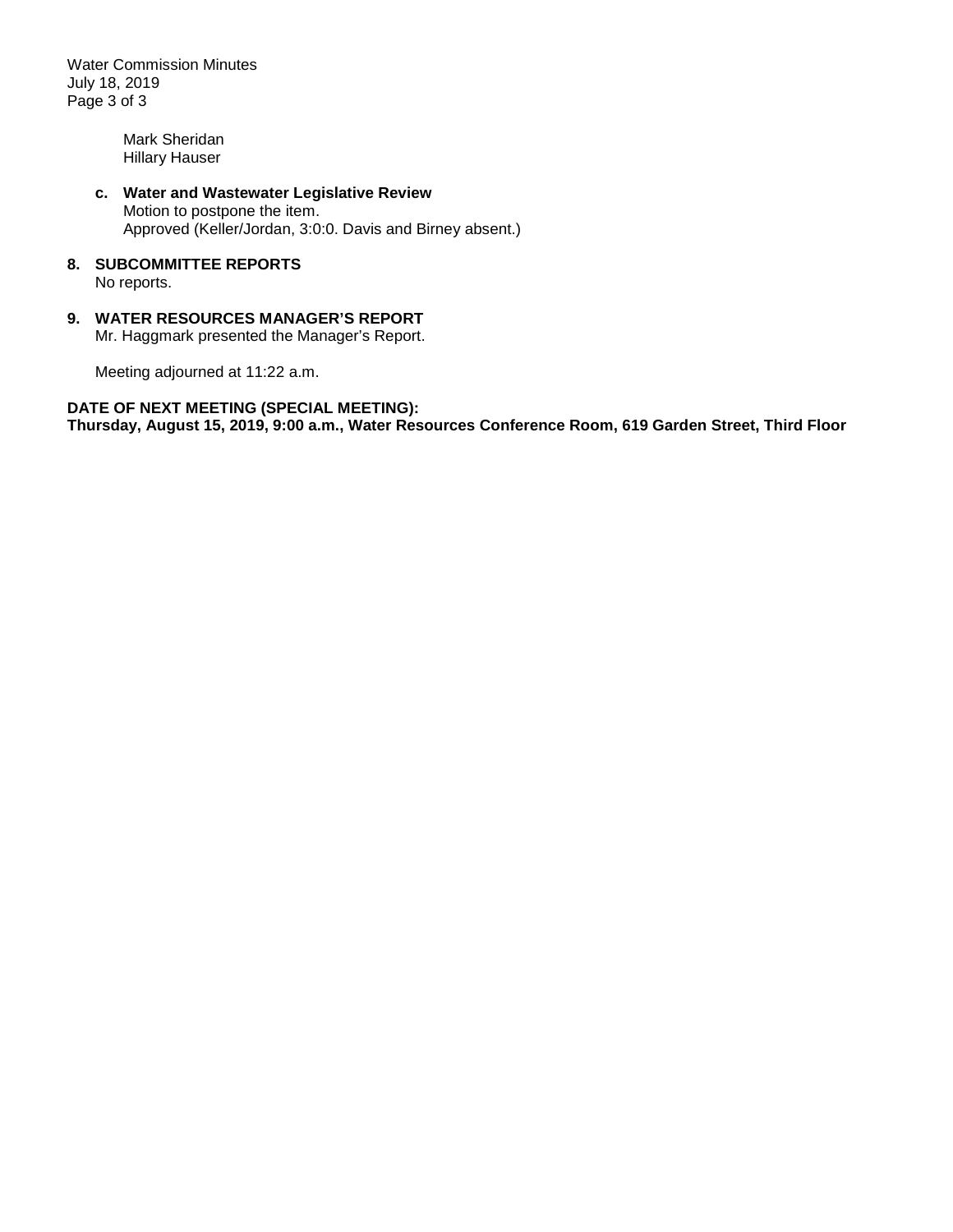Mark Sheridan
Hillary Hauser

**c. Water and Wastewater Legislative Review**
Motion to postpone the item.
Approved (Keller/Jordan, 3:0:0. Davis and Birney absent.)

**8. SUBCOMMITTEE REPORTS**
No reports.

**9. WATER RESOURCES MANAGER'S REPORT**
Mr. Haggmark presented the Manager's Report.

Meeting adjourned at 11:22 a.m.

**DATE OF NEXT MEETING (SPECIAL MEETING):**
**Thursday, August 15, 2019, 9:00 a.m., Water Resources Conference Room, 619 Garden Street, Third Floor**